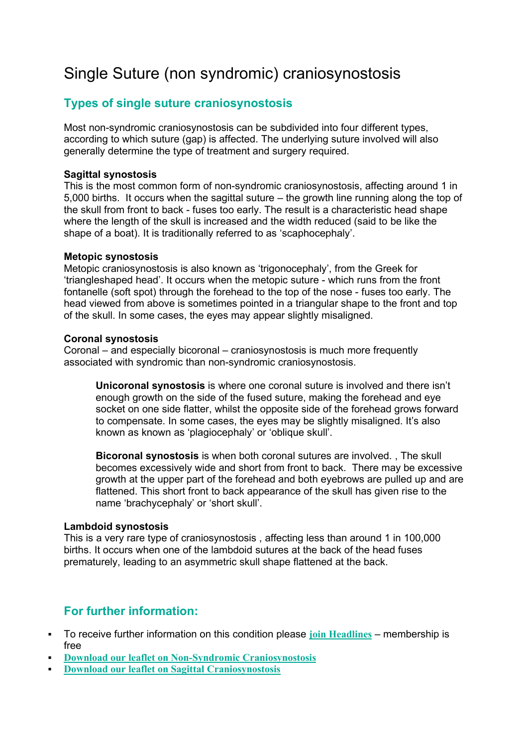# Single Suture (non syndromic) craniosynostosis

## Types of single suture craniosynostosis

Most non-syndromic craniosynostosis can be subdivided into four different types, according to which suture (gap) is affected. The underlying suture involved will also generally determine the type of treatment and surgery required.

**Sagittal synostosis**
This is the most common form of non-syndromic craniosynostosis, affecting around 1 in 5,000 births. It occurs when the sagittal suture – the growth line running along the top of the skull from front to back - fuses too early. The result is a characteristic head shape where the length of the skull is increased and the width reduced (said to be like the shape of a boat). It is traditionally referred to as 'scaphocephaly'.

**Metopic synostosis**
Metopic craniosynostosis is also known as 'trigonocephaly', from the Greek for 'triangleshaped head'. It occurs when the metopic suture - which runs from the front fontanelle (soft spot) through the forehead to the top of the nose - fuses too early. The head viewed from above is sometimes pointed in a triangular shape to the front and top of the skull. In some cases, the eyes may appear slightly misaligned.

**Coronal synostosis**
Coronal – and especially bicoronal – craniosynostosis is much more frequently associated with syndromic than non-syndromic craniosynostosis.

> **Unicoronal synostosis** is where one coronal suture is involved and there isn't enough growth on the side of the fused suture, making the forehead and eye socket on one side flatter, whilst the opposite side of the forehead grows forward to compensate. In some cases, the eyes may be slightly misaligned. It's also known as known as 'plagiocephaly' or 'oblique skull'.
>
> **Bicoronal synostosis** is when both coronal sutures are involved. , The skull becomes excessively wide and short from front to back. There may be excessive growth at the upper part of the forehead and both eyebrows are pulled up and are flattened. This short front to back appearance of the skull has given rise to the name 'brachycephaly' or 'short skull'.

**Lambdoid synostosis**
This is a very rare type of craniosynostosis , affecting less than around 1 in 100,000 births. It occurs when one of the lambdoid sutures at the back of the head fuses prematurely, leading to an asymmetric skull shape flattened at the back.

## For further information:

- To receive further information on this condition please **join Headlines** – membership is free
- **Download our leaflet on Non-Syndromic Craniosynostosis**
- **Download our leaflet on Sagittal Craniosynostosis**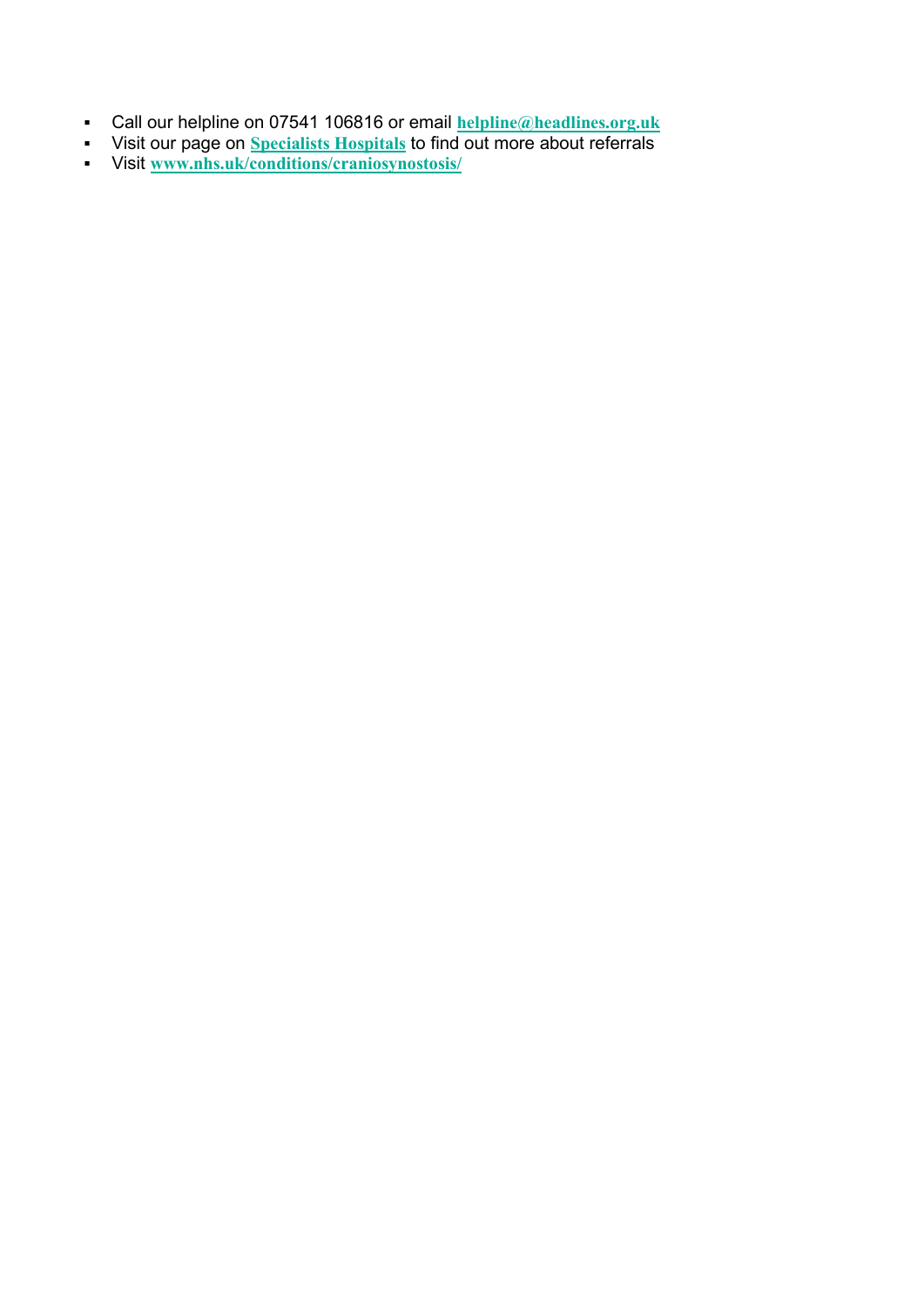- Call our helpline on 07541 106816 or email **helpline@headlines.org.uk**
- Visit our page on **Specialists Hospitals** to find out more about referrals
- Visit **www.nhs.uk/conditions/craniosynostosis/**